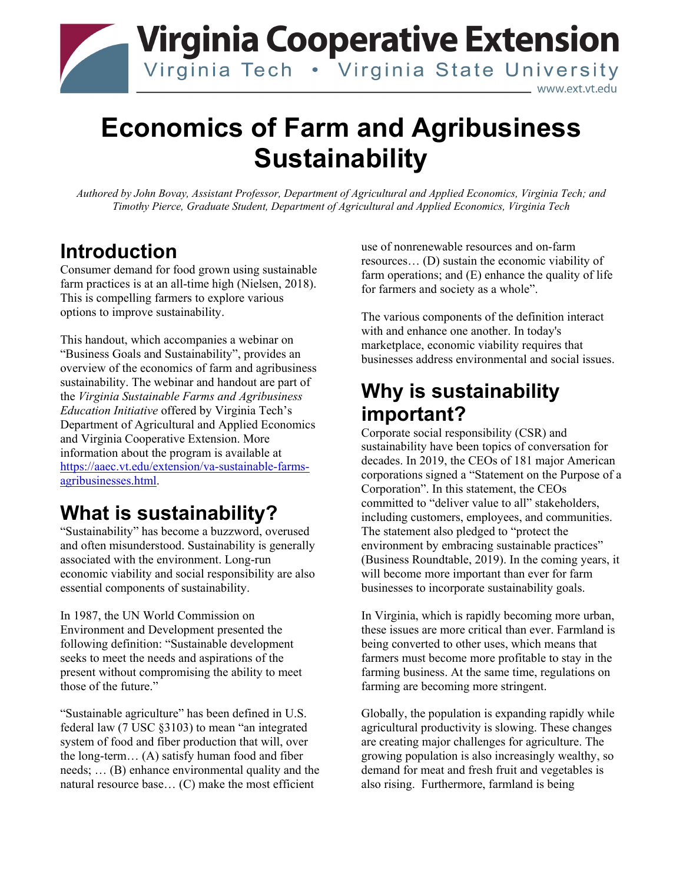Virginia Cooperative Extension

Virginia Tech • Virginia State University

www.ext.vt.edu

# Economics of Farm and Agribusiness Sustainability

*Authored by John Bovay, Assistant Professor, Department of Agricultural and Applied Economics, Virginia Tech; and Timothy Pierce, Graduate Student, Department of Agricultural and Applied Economics, Virginia Tech*

## Introduction

Consumer demand for food grown using sustainable farm practices is at an all-time high (Nielsen, 2018). This is compelling farmers to explore various options to improve sustainability.

This handout, which accompanies a webinar on "Business Goals and Sustainability", provides an overview of the economics of farm and agribusiness sustainability. The webinar and handout are part of the *Virginia Sustainable Farms and Agribusiness Education Initiative* offered by Virginia Tech's Department of Agricultural and Applied Economics and Virginia Cooperative Extension. More information about the program is available at [https://aaec.vt.edu/extension/va-sustainable-farms-agribusinesses.html](https://aaec.vt.edu/extension/va-sustainable-farms-agribusinesses.html).

## What is sustainability?

"Sustainability" has become a buzzword, overused and often misunderstood. Sustainability is generally associated with the environment. Long-run economic viability and social responsibility are also essential components of sustainability.

In 1987, the UN World Commission on Environment and Development presented the following definition: "Sustainable development seeks to meet the needs and aspirations of the present without compromising the ability to meet those of the future."

"Sustainable agriculture" has been defined in U.S. federal law (7 USC §3103) to mean "an integrated system of food and fiber production that will, over the long-term… (A) satisfy human food and fiber needs; … (B) enhance environmental quality and the natural resource base… (C) make the most efficient use of nonrenewable resources and on-farm resources… (D) sustain the economic viability of farm operations; and (E) enhance the quality of life for farmers and society as a whole".

The various components of the definition interact with and enhance one another. In today's marketplace, economic viability requires that businesses address environmental and social issues.

## Why is sustainability important?

Corporate social responsibility (CSR) and sustainability have been topics of conversation for decades. In 2019, the CEOs of 181 major American corporations signed a "Statement on the Purpose of a Corporation". In this statement, the CEOs committed to "deliver value to all" stakeholders, including customers, employees, and communities. The statement also pledged to "protect the environment by embracing sustainable practices" (Business Roundtable, 2019). In the coming years, it will become more important than ever for farm businesses to incorporate sustainability goals.

In Virginia, which is rapidly becoming more urban, these issues are more critical than ever. Farmland is being converted to other uses, which means that farmers must become more profitable to stay in the farming business. At the same time, regulations on farming are becoming more stringent.

Globally, the population is expanding rapidly while agricultural productivity is slowing. These changes are creating major challenges for agriculture. The growing population is also increasingly wealthy, so demand for meat and fresh fruit and vegetables is also rising. Furthermore, farmland is being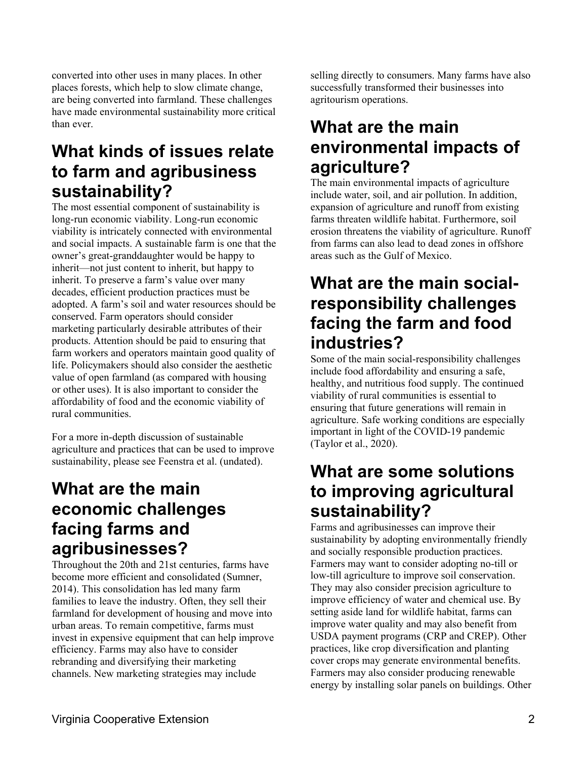converted into other uses in many places. In other places forests, which help to slow climate change, are being converted into farmland. These challenges have made environmental sustainability more critical than ever.

## What kinds of issues relate to farm and agribusiness sustainability?

The most essential component of sustainability is long-run economic viability. Long-run economic viability is intricately connected with environmental and social impacts. A sustainable farm is one that the owner's great-granddaughter would be happy to inherit—not just content to inherit, but happy to inherit. To preserve a farm's value over many decades, efficient production practices must be adopted. A farm's soil and water resources should be conserved. Farm operators should consider marketing particularly desirable attributes of their products. Attention should be paid to ensuring that farm workers and operators maintain good quality of life. Policymakers should also consider the aesthetic value of open farmland (as compared with housing or other uses). It is also important to consider the affordability of food and the economic viability of rural communities.

For a more in-depth discussion of sustainable agriculture and practices that can be used to improve sustainability, please see Feenstra et al. (undated).

## What are the main economic challenges facing farms and agribusinesses?

Throughout the 20th and 21st centuries, farms have become more efficient and consolidated (Sumner, 2014). This consolidation has led many farm families to leave the industry. Often, they sell their farmland for development of housing and move into urban areas. To remain competitive, farms must invest in expensive equipment that can help improve efficiency. Farms may also have to consider rebranding and diversifying their marketing channels. New marketing strategies may include selling directly to consumers. Many farms have also successfully transformed their businesses into agritourism operations.

## What are the main environmental impacts of agriculture?

The main environmental impacts of agriculture include water, soil, and air pollution. In addition, expansion of agriculture and runoff from existing farms threaten wildlife habitat. Furthermore, soil erosion threatens the viability of agriculture. Runoff from farms can also lead to dead zones in offshore areas such as the Gulf of Mexico.

## What are the main social-responsibility challenges facing the farm and food industries?

Some of the main social-responsibility challenges include food affordability and ensuring a safe, healthy, and nutritious food supply. The continued viability of rural communities is essential to ensuring that future generations will remain in agriculture. Safe working conditions are especially important in light of the COVID-19 pandemic (Taylor et al., 2020).

## What are some solutions to improving agricultural sustainability?

Farms and agribusinesses can improve their sustainability by adopting environmentally friendly and socially responsible production practices. Farmers may want to consider adopting no-till or low-till agriculture to improve soil conservation. They may also consider precision agriculture to improve efficiency of water and chemical use. By setting aside land for wildlife habitat, farms can improve water quality and may also benefit from USDA payment programs (CRP and CREP). Other practices, like crop diversification and planting cover crops may generate environmental benefits. Farmers may also consider producing renewable energy by installing solar panels on buildings. Other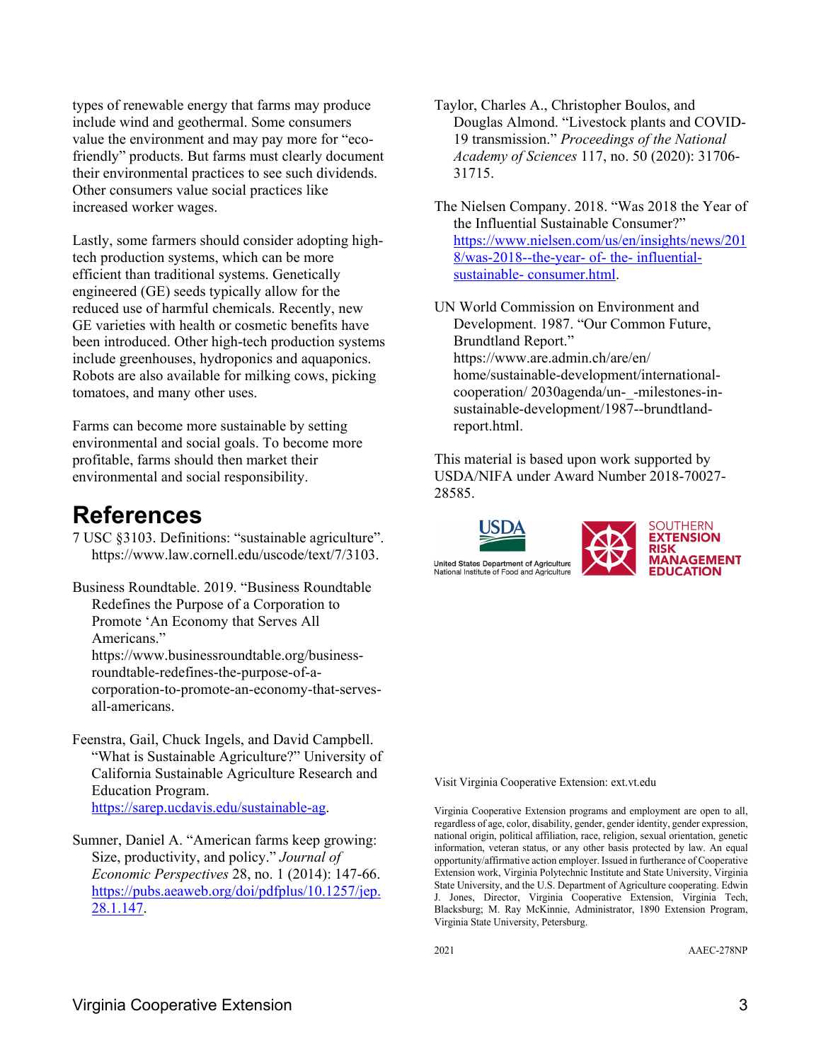types of renewable energy that farms may produce include wind and geothermal. Some consumers value the environment and may pay more for "eco-friendly" products. But farms must clearly document their environmental practices to see such dividends. Other consumers value social practices like increased worker wages.

Lastly, some farmers should consider adopting high-tech production systems, which can be more efficient than traditional systems. Genetically engineered (GE) seeds typically allow for the reduced use of harmful chemicals. Recently, new GE varieties with health or cosmetic benefits have been introduced. Other high-tech production systems include greenhouses, hydroponics and aquaponics. Robots are also available for milking cows, picking tomatoes, and many other uses.

Farms can become more sustainable by setting environmental and social goals. To become more profitable, farms should then market their environmental and social responsibility.

# References

7 USC §3103. Definitions: "sustainable agriculture". https://www.law.cornell.edu/uscode/text/7/3103.

Business Roundtable. 2019. "Business Roundtable Redefines the Purpose of a Corporation to Promote 'An Economy that Serves All Americans." https://www.businessroundtable.org/business-roundtable-redefines-the-purpose-of-a-corporation-to-promote-an-economy-that-serves-all-americans.

Feenstra, Gail, Chuck Ingels, and David Campbell. "What is Sustainable Agriculture?" University of California Sustainable Agriculture Research and Education Program. https://sarep.ucdavis.edu/sustainable-ag.

Sumner, Daniel A. "American farms keep growing: Size, productivity, and policy." *Journal of Economic Perspectives* 28, no. 1 (2014): 147-66. https://pubs.aeaweb.org/doi/pdfplus/10.1257/jep.28.1.147.

Taylor, Charles A., Christopher Boulos, and Douglas Almond. "Livestock plants and COVID-19 transmission." *Proceedings of the National Academy of Sciences* 117, no. 50 (2020): 31706-31715.

The Nielsen Company. 2018. "Was 2018 the Year of the Influential Sustainable Consumer?" https://www.nielsen.com/us/en/insights/news/2018/was-2018--the-year- of- the- influential-sustainable- consumer.html.

UN World Commission on Environment and Development. 1987. "Our Common Future, Brundtland Report." https://www.are.admin.ch/are/en/home/sustainable-development/international-cooperation/ 2030agenda/un-_-milestones-in-sustainable-development/1987--brundtland-report.html.

This material is based upon work supported by USDA/NIFA under Award Number 2018-70027-28585.

USDA United States Department of Agriculture National Institute of Food and Agriculture

SOUTHERN EXTENSION RISK MANAGEMENT EDUCATION

Visit Virginia Cooperative Extension: ext.vt.edu

Virginia Cooperative Extension programs and employment are open to all, regardless of age, color, disability, gender, gender identity, gender expression, national origin, political affiliation, race, religion, sexual orientation, genetic information, veteran status, or any other basis protected by law. An equal opportunity/affirmative action employer. Issued in furtherance of Cooperative Extension work, Virginia Polytechnic Institute and State University, Virginia State University, and the U.S. Department of Agriculture cooperating. Edwin J. Jones, Director, Virginia Cooperative Extension, Virginia Tech, Blacksburg; M. Ray McKinnie, Administrator, 1890 Extension Program, Virginia State University, Petersburg.

2021 AAEC-278NP